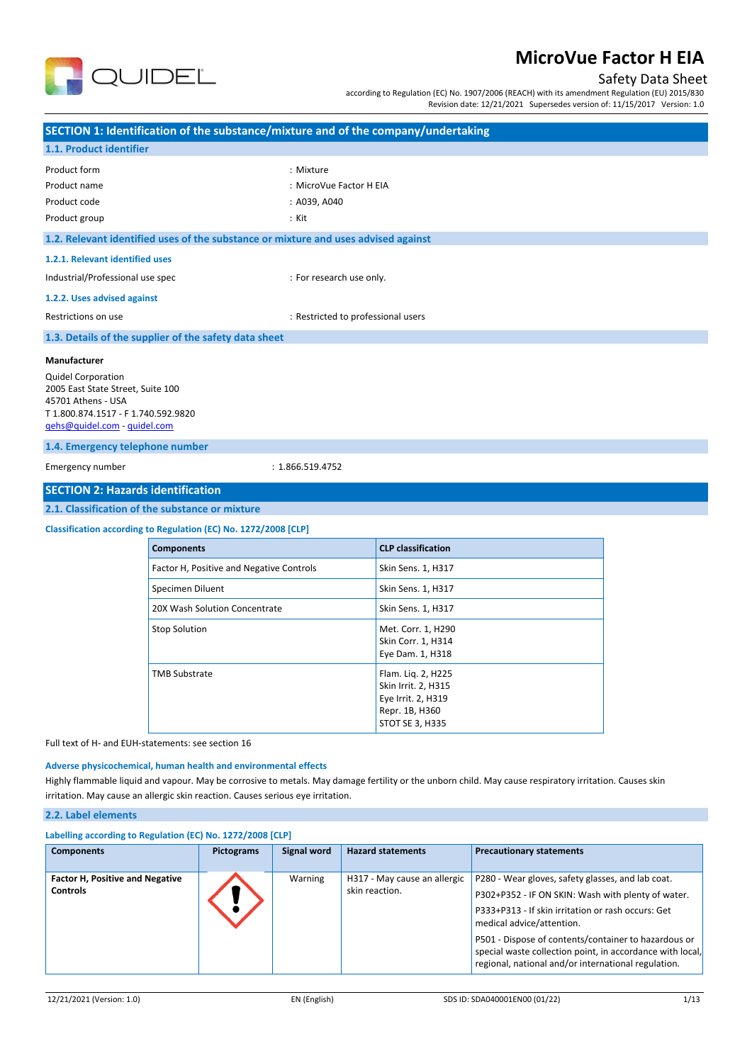# MicroVue Factor H EIA

## Safety Data Sheet

according to Regulation (EC) No. 1907/2006 (REACH) with its amendment Regulation (EU) 2015/830
Revision date: 12/21/2021 Supersedes version of: 11/15/2017 Version: 1.0

## SECTION 1: Identification of the substance/mixture and of the company/undertaking

### 1.1. Product identifier

| | |
|---|---|
| Product form | : Mixture |
| Product name | : MicroVue Factor H EIA |
| Product code | : A039, A040 |
| Product group | : Kit |

### 1.2. Relevant identified uses of the substance or mixture and uses advised against

#### 1.2.1. Relevant identified uses

| | |
|---|---|
| Industrial/Professional use spec | : For research use only. |

#### 1.2.2. Uses advised against

| | |
|---|---|
| Restrictions on use | : Restricted to professional users |

### 1.3. Details of the supplier of the safety data sheet

**Manufacturer**

Quidel Corporation
2005 East State Street, Suite 100
45701 Athens - USA
T 1.800.874.1517 - F 1.740.592.9820
qehs@quidel.com - quidel.com

### 1.4. Emergency telephone number

| | |
|---|---|
| Emergency number | : 1.866.519.4752 |

## SECTION 2: Hazards identification

### 2.1. Classification of the substance or mixture

**Classification according to Regulation (EC) No. 1272/2008 [CLP]**

| Components | CLP classification |
|---|---|
| Factor H, Positive and Negative Controls | Skin Sens. 1, H317 |
| Specimen Diluent | Skin Sens. 1, H317 |
| 20X Wash Solution Concentrate | Skin Sens. 1, H317 |
| Stop Solution | Met. Corr. 1, H290<br>Skin Corr. 1, H314<br>Eye Dam. 1, H318 |
| TMB Substrate | Flam. Liq. 2, H225<br>Skin Irrit. 2, H315<br>Eye Irrit. 2, H319<br>Repr. 1B, H360<br>STOT SE 3, H335 |

Full text of H- and EUH-statements: see section 16

**Adverse physicochemical, human health and environmental effects**

Highly flammable liquid and vapour. May be corrosive to metals. May damage fertility or the unborn child. May cause respiratory irritation. Causes skin irritation. May cause an allergic skin reaction. Causes serious eye irritation.

### 2.2. Label elements

**Labelling according to Regulation (EC) No. 1272/2008 [CLP]**

| Components | Pictograms | Signal word | Hazard statements | Precautionary statements |
|---|---|---|---|---|
| **Factor H, Positive and Negative Controls** | | Warning | H317 - May cause an allergic skin reaction. | P280 - Wear gloves, safety glasses, and lab coat.<br>P302+P352 - IF ON SKIN: Wash with plenty of water.<br>P333+P313 - If skin irritation or rash occurs: Get medical advice/attention.<br>P501 - Dispose of contents/container to hazardous or special waste collection point, in accordance with local, regional, national and/or international regulation. |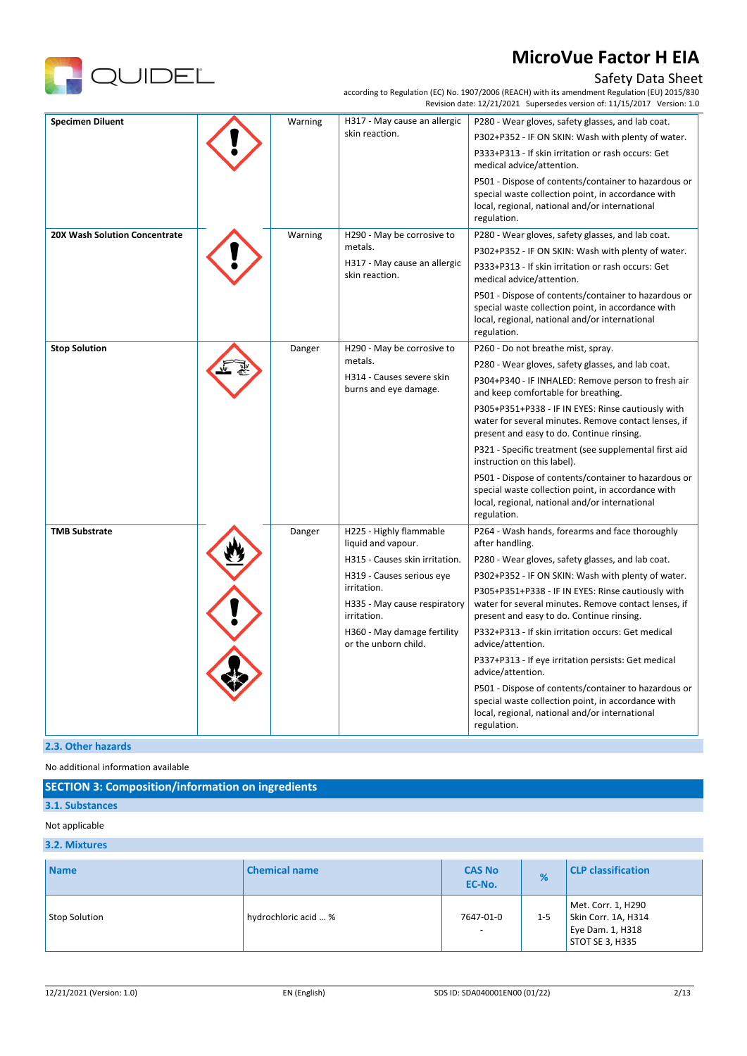| Specimen Diluent | | Warning | H317 - May cause an allergic skin reaction. | P280 - Wear gloves, safety glasses, and lab coat.<br>P302+P352 - IF ON SKIN: Wash with plenty of water.<br>P333+P313 - If skin irritation or rash occurs: Get medical advice/attention.<br>P501 - Dispose of contents/container to hazardous or special waste collection point, in accordance with local, regional, national and/or international regulation. |
|---|---|---|---|---|
| 20X Wash Solution Concentrate | | Warning | H290 - May be corrosive to metals.<br>H317 - May cause an allergic skin reaction. | P280 - Wear gloves, safety glasses, and lab coat.<br>P302+P352 - IF ON SKIN: Wash with plenty of water.<br>P333+P313 - If skin irritation or rash occurs: Get medical advice/attention.<br>P501 - Dispose of contents/container to hazardous or special waste collection point, in accordance with local, regional, national and/or international regulation. |
| Stop Solution | | Danger | H290 - May be corrosive to metals.<br>H314 - Causes severe skin burns and eye damage. | P260 - Do not breathe mist, spray.<br>P280 - Wear gloves, safety glasses, and lab coat.<br>P304+P340 - IF INHALED: Remove person to fresh air and keep comfortable for breathing.<br>P305+P351+P338 - IF IN EYES: Rinse cautiously with water for several minutes. Remove contact lenses, if present and easy to do. Continue rinsing.<br>P321 - Specific treatment (see supplemental first aid instruction on this label).<br>P501 - Dispose of contents/container to hazardous or special waste collection point, in accordance with local, regional, national and/or international regulation. |
| TMB Substrate | | Danger | H225 - Highly flammable liquid and vapour.<br>H315 - Causes skin irritation.<br>H319 - Causes serious eye irritation.<br>H335 - May cause respiratory irritation.<br>H360 - May damage fertility or the unborn child. | P264 - Wash hands, forearms and face thoroughly after handling.<br>P280 - Wear gloves, safety glasses, and lab coat.<br>P302+P352 - IF ON SKIN: Wash with plenty of water.<br>P305+P351+P338 - IF IN EYES: Rinse cautiously with water for several minutes. Remove contact lenses, if present and easy to do. Continue rinsing.<br>P332+P313 - If skin irritation occurs: Get medical advice/attention.<br>P337+P313 - If eye irritation persists: Get medical advice/attention.<br>P501 - Dispose of contents/container to hazardous or special waste collection point, in accordance with local, regional, national and/or international regulation. |

### 2.3. Other hazards

No additional information available

## SECTION 3: Composition/information on ingredients

### 3.1. Substances

Not applicable

### 3.2. Mixtures

| Name | Chemical name | CAS No<br>EC-No. | % | CLP classification |
|---|---|---|---|---|
| Stop Solution | hydrochloric acid ... % | 7647-01-0<br>- | 1-5 | Met. Corr. 1, H290<br>Skin Corr. 1A, H314<br>Eye Dam. 1, H318<br>STOT SE 3, H335 |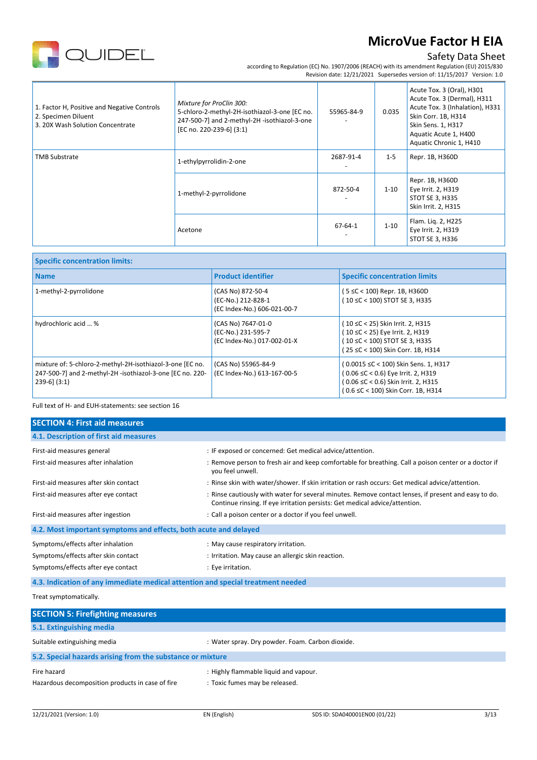| | | | | |
|---|---|---|---|---|
| 1. Factor H, Positive and Negative Controls<br>2. Specimen Diluent<br>3. 20X Wash Solution Concentrate | *Mixture for ProClin 300:*<br>5-chloro-2-methyl-2H-isothiazol-3-one [EC no. 247-500-7] and 2-methyl-2H -isothiazol-3-one [EC no. 220-239-6] (3:1) | 55965-84-9<br>- | 0.035 | Acute Tox. 3 (Oral), H301<br>Acute Tox. 3 (Dermal), H311<br>Acute Tox. 3 (Inhalation), H331<br>Skin Corr. 1B, H314<br>Skin Sens. 1, H317<br>Aquatic Acute 1, H400<br>Aquatic Chronic 1, H410 |
| TMB Substrate | 1-ethylpyrrolidin-2-one | 2687-91-4<br>- | 1-5 | Repr. 1B, H360D |
| | 1-methyl-2-pyrrolidone | 872-50-4<br>- | 1-10 | Repr. 1B, H360D<br>Eye Irrit. 2, H319<br>STOT SE 3, H335<br>Skin Irrit. 2, H315 |
| | Acetone | 67-64-1<br>- | 1-10 | Flam. Liq. 2, H225<br>Eye Irrit. 2, H319<br>STOT SE 3, H336 |

| Specific concentration limits: | | |
|---|---|---|
| **Name** | **Product identifier** | **Specific concentration limits** |
| 1-methyl-2-pyrrolidone | (CAS No) 872-50-4<br>(EC-No.) 212-828-1<br>(EC Index-No.) 606-021-00-7 | ( 5 ≤C < 100) Repr. 1B, H360D<br>( 10 ≤C < 100) STOT SE 3, H335 |
| hydrochloric acid ... % | (CAS No) 7647-01-0<br>(EC-No.) 231-595-7<br>(EC Index-No.) 017-002-01-X | ( 10 ≤C < 25) Skin Irrit. 2, H315<br>( 10 ≤C < 25) Eye Irrit. 2, H319<br>( 10 ≤C < 100) STOT SE 3, H335<br>( 25 ≤C < 100) Skin Corr. 1B, H314 |
| mixture of: 5-chloro-2-methyl-2H-isothiazol-3-one [EC no. 247-500-7] and 2-methyl-2H -isothiazol-3-one [EC no. 220-239-6] (3:1) | (CAS No) 55965-84-9<br>(EC Index-No.) 613-167-00-5 | ( 0.0015 ≤C < 100) Skin Sens. 1, H317<br>( 0.06 ≤C < 0.6) Eye Irrit. 2, H319<br>( 0.06 ≤C < 0.6) Skin Irrit. 2, H315<br>( 0.6 ≤C < 100) Skin Corr. 1B, H314 |

Full text of H- and EUH-statements: see section 16

## SECTION 4: First aid measures

### 4.1. Description of first aid measures

| | |
|---|---|
| First-aid measures general | : IF exposed or concerned: Get medical advice/attention. |
| First-aid measures after inhalation | : Remove person to fresh air and keep comfortable for breathing. Call a poison center or a doctor if you feel unwell. |
| First-aid measures after skin contact | : Rinse skin with water/shower. If skin irritation or rash occurs: Get medical advice/attention. |
| First-aid measures after eye contact | : Rinse cautiously with water for several minutes. Remove contact lenses, if present and easy to do. Continue rinsing. If eye irritation persists: Get medical advice/attention. |
| First-aid measures after ingestion | : Call a poison center or a doctor if you feel unwell. |

### 4.2. Most important symptoms and effects, both acute and delayed

| | |
|---|---|
| Symptoms/effects after inhalation | : May cause respiratory irritation. |
| Symptoms/effects after skin contact | : Irritation. May cause an allergic skin reaction. |
| Symptoms/effects after eye contact | : Eye irritation. |

### 4.3. Indication of any immediate medical attention and special treatment needed

Treat symptomatically.

## SECTION 5: Firefighting measures

### 5.1. Extinguishing media

| | |
|---|---|
| Suitable extinguishing media | : Water spray. Dry powder. Foam. Carbon dioxide. |

### 5.2. Special hazards arising from the substance or mixture

| | |
|---|---|
| Fire hazard | : Highly flammable liquid and vapour. |
| Hazardous decomposition products in case of fire | : Toxic fumes may be released. |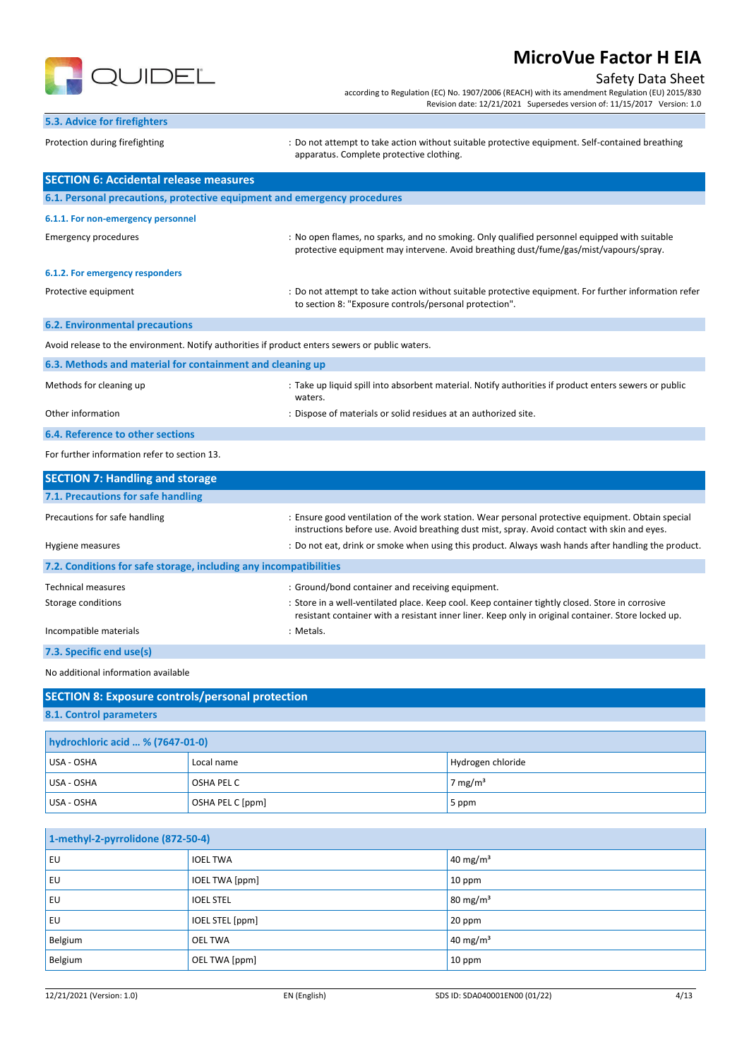### 5.3. Advice for firefighters

Protection during firefighting : Do not attempt to take action without suitable protective equipment. Self-contained breathing apparatus. Complete protective clothing.

## SECTION 6: Accidental release measures

### 6.1. Personal precautions, protective equipment and emergency procedures

#### 6.1.1. For non-emergency personnel

Emergency procedures : No open flames, no sparks, and no smoking. Only qualified personnel equipped with suitable protective equipment may intervene. Avoid breathing dust/fume/gas/mist/vapours/spray.

#### 6.1.2. For emergency responders

Protective equipment : Do not attempt to take action without suitable protective equipment. For further information refer to section 8: "Exposure controls/personal protection".

### 6.2. Environmental precautions

Avoid release to the environment. Notify authorities if product enters sewers or public waters.

### 6.3. Methods and material for containment and cleaning up

Methods for cleaning up : Take up liquid spill into absorbent material. Notify authorities if product enters sewers or public waters.

Other information : Dispose of materials or solid residues at an authorized site.

### 6.4. Reference to other sections

For further information refer to section 13.

## SECTION 7: Handling and storage

### 7.1. Precautions for safe handling

Precautions for safe handling : Ensure good ventilation of the work station. Wear personal protective equipment. Obtain special instructions before use. Avoid breathing dust mist, spray. Avoid contact with skin and eyes.

Hygiene measures : Do not eat, drink or smoke when using this product. Always wash hands after handling the product.

### 7.2. Conditions for safe storage, including any incompatibilities

Technical measures : Ground/bond container and receiving equipment.

Storage conditions : Store in a well-ventilated place. Keep cool. Keep container tightly closed. Store in corrosive resistant container with a resistant inner liner. Keep only in original container. Store locked up.

Incompatible materials : Metals.

### 7.3. Specific end use(s)

No additional information available

## SECTION 8: Exposure controls/personal protection

### 8.1. Control parameters

| hydrochloric acid … % (7647-01-0) | | |
|---|---|---|
| USA - OSHA | Local name | Hydrogen chloride |
| USA - OSHA | OSHA PEL C | 7 mg/m³ |
| USA - OSHA | OSHA PEL C [ppm] | 5 ppm |

| 1-methyl-2-pyrrolidone (872-50-4) | | |
|---|---|---|
| EU | IOEL TWA | 40 mg/m³ |
| EU | IOEL TWA [ppm] | 10 ppm |
| EU | IOEL STEL | 80 mg/m³ |
| EU | IOEL STEL [ppm] | 20 ppm |
| Belgium | OEL TWA | 40 mg/m³ |
| Belgium | OEL TWA [ppm] | 10 ppm |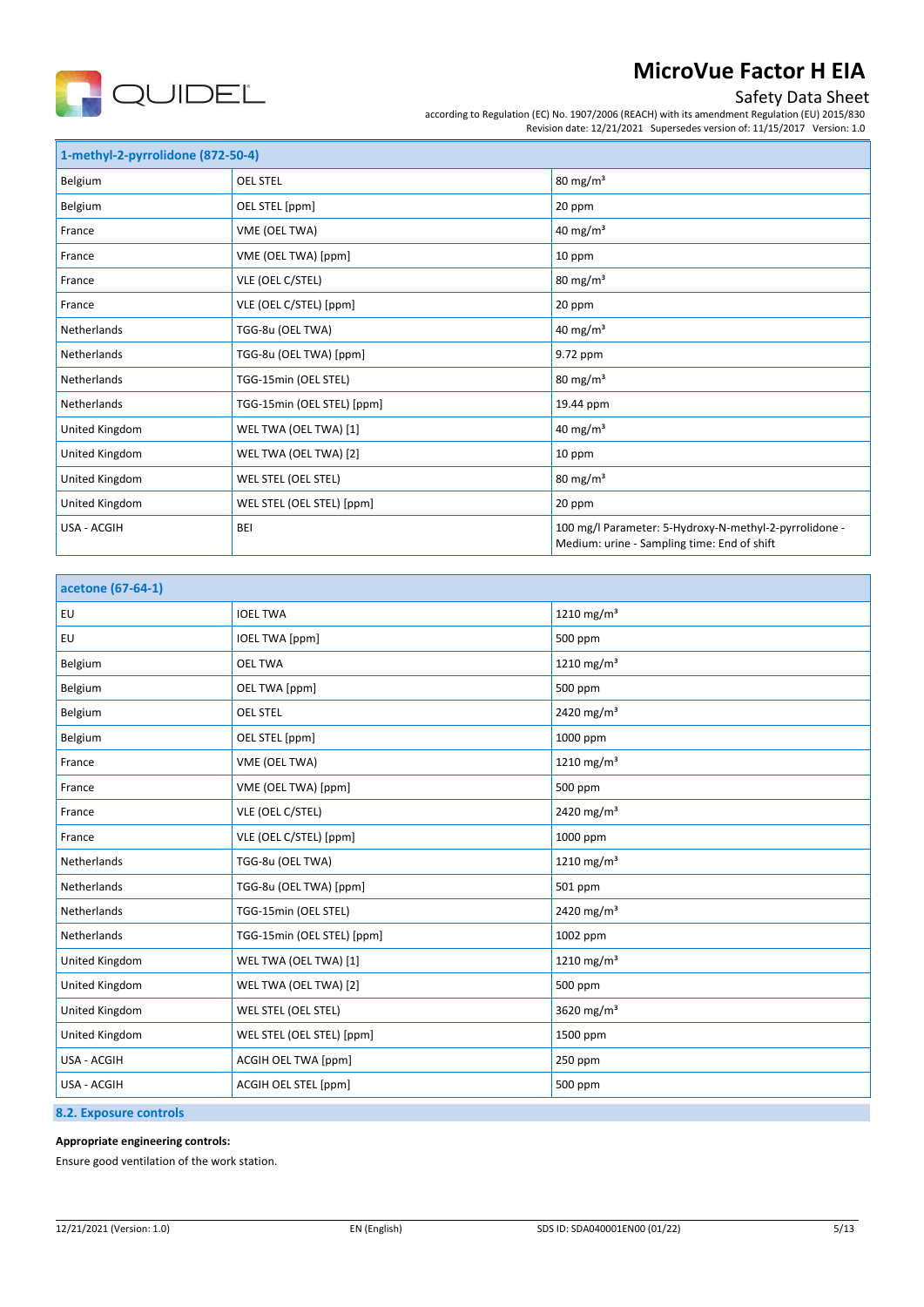| 1-methyl-2-pyrrolidone (872-50-4) | | |
|---|---|---|
| Belgium | OEL STEL | 80 mg/m³ |
| Belgium | OEL STEL [ppm] | 20 ppm |
| France | VME (OEL TWA) | 40 mg/m³ |
| France | VME (OEL TWA) [ppm] | 10 ppm |
| France | VLE (OEL C/STEL) | 80 mg/m³ |
| France | VLE (OEL C/STEL) [ppm] | 20 ppm |
| Netherlands | TGG-8u (OEL TWA) | 40 mg/m³ |
| Netherlands | TGG-8u (OEL TWA) [ppm] | 9.72 ppm |
| Netherlands | TGG-15min (OEL STEL) | 80 mg/m³ |
| Netherlands | TGG-15min (OEL STEL) [ppm] | 19.44 ppm |
| United Kingdom | WEL TWA (OEL TWA) [1] | 40 mg/m³ |
| United Kingdom | WEL TWA (OEL TWA) [2] | 10 ppm |
| United Kingdom | WEL STEL (OEL STEL) | 80 mg/m³ |
| United Kingdom | WEL STEL (OEL STEL) [ppm] | 20 ppm |
| USA - ACGIH | BEI | 100 mg/l Parameter: 5-Hydroxy-N-methyl-2-pyrrolidone - Medium: urine - Sampling time: End of shift |

| acetone (67-64-1) | | |
|---|---|---|
| EU | IOEL TWA | 1210 mg/m³ |
| EU | IOEL TWA [ppm] | 500 ppm |
| Belgium | OEL TWA | 1210 mg/m³ |
| Belgium | OEL TWA [ppm] | 500 ppm |
| Belgium | OEL STEL | 2420 mg/m³ |
| Belgium | OEL STEL [ppm] | 1000 ppm |
| France | VME (OEL TWA) | 1210 mg/m³ |
| France | VME (OEL TWA) [ppm] | 500 ppm |
| France | VLE (OEL C/STEL) | 2420 mg/m³ |
| France | VLE (OEL C/STEL) [ppm] | 1000 ppm |
| Netherlands | TGG-8u (OEL TWA) | 1210 mg/m³ |
| Netherlands | TGG-8u (OEL TWA) [ppm] | 501 ppm |
| Netherlands | TGG-15min (OEL STEL) | 2420 mg/m³ |
| Netherlands | TGG-15min (OEL STEL) [ppm] | 1002 ppm |
| United Kingdom | WEL TWA (OEL TWA) [1] | 1210 mg/m³ |
| United Kingdom | WEL TWA (OEL TWA) [2] | 500 ppm |
| United Kingdom | WEL STEL (OEL STEL) | 3620 mg/m³ |
| United Kingdom | WEL STEL (OEL STEL) [ppm] | 1500 ppm |
| USA - ACGIH | ACGIH OEL TWA [ppm] | 250 ppm |
| USA - ACGIH | ACGIH OEL STEL [ppm] | 500 ppm |

### 8.2. Exposure controls

**Appropriate engineering controls:**

Ensure good ventilation of the work station.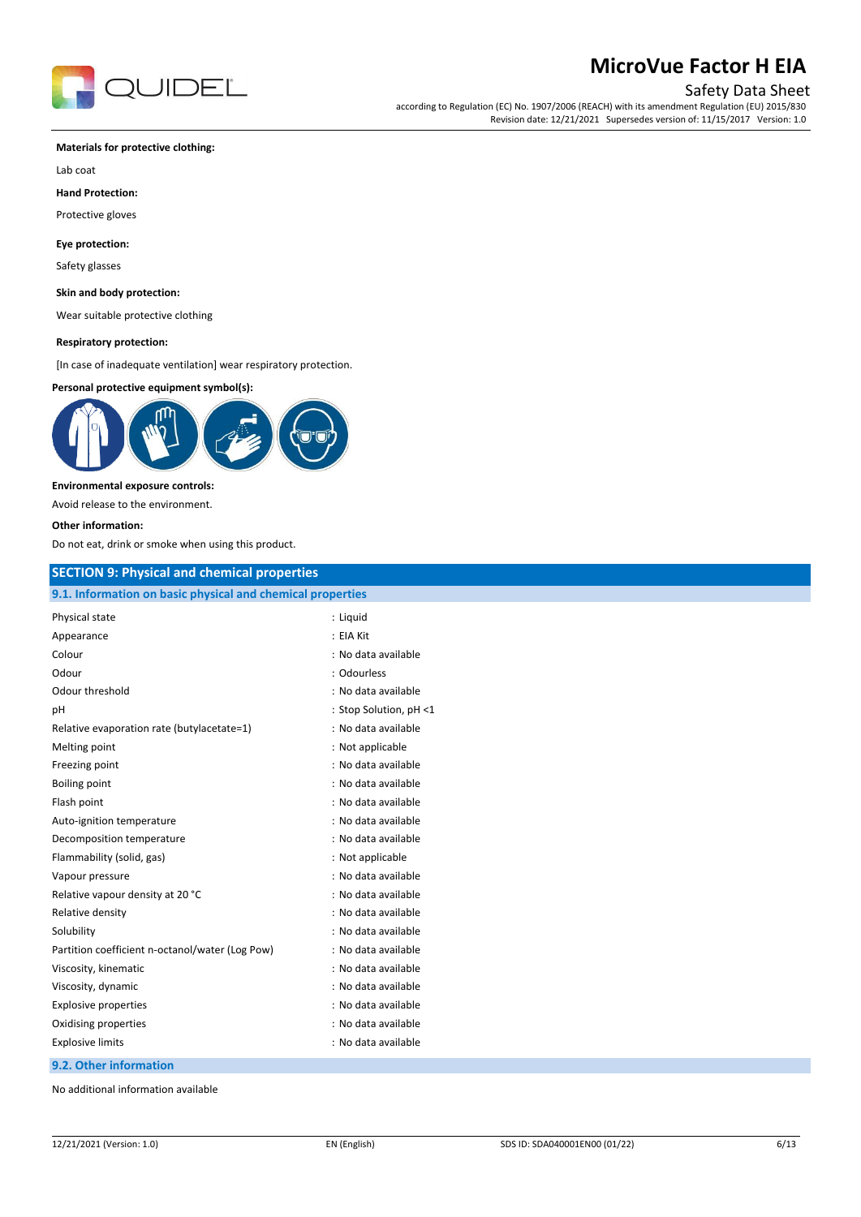**Materials for protective clothing:**

Lab coat

**Hand Protection:**

Protective gloves

**Eye protection:**

Safety glasses

**Skin and body protection:**

Wear suitable protective clothing

**Respiratory protection:**

[In case of inadequate ventilation] wear respiratory protection.

**Personal protective equipment symbol(s):**

**Environmental exposure controls:**

Avoid release to the environment.

**Other information:**

Do not eat, drink or smoke when using this product.

## SECTION 9: Physical and chemical properties

### 9.1. Information on basic physical and chemical properties

| | |
|---|---|
| Physical state | : Liquid |
| Appearance | : EIA Kit |
| Colour | : No data available |
| Odour | : Odourless |
| Odour threshold | : No data available |
| pH | : Stop Solution, pH <1 |
| Relative evaporation rate (butylacetate=1) | : No data available |
| Melting point | : Not applicable |
| Freezing point | : No data available |
| Boiling point | : No data available |
| Flash point | : No data available |
| Auto-ignition temperature | : No data available |
| Decomposition temperature | : No data available |
| Flammability (solid, gas) | : Not applicable |
| Vapour pressure | : No data available |
| Relative vapour density at 20 °C | : No data available |
| Relative density | : No data available |
| Solubility | : No data available |
| Partition coefficient n-octanol/water (Log Pow) | : No data available |
| Viscosity, kinematic | : No data available |
| Viscosity, dynamic | : No data available |
| Explosive properties | : No data available |
| Oxidising properties | : No data available |
| Explosive limits | : No data available |

### 9.2. Other information

No additional information available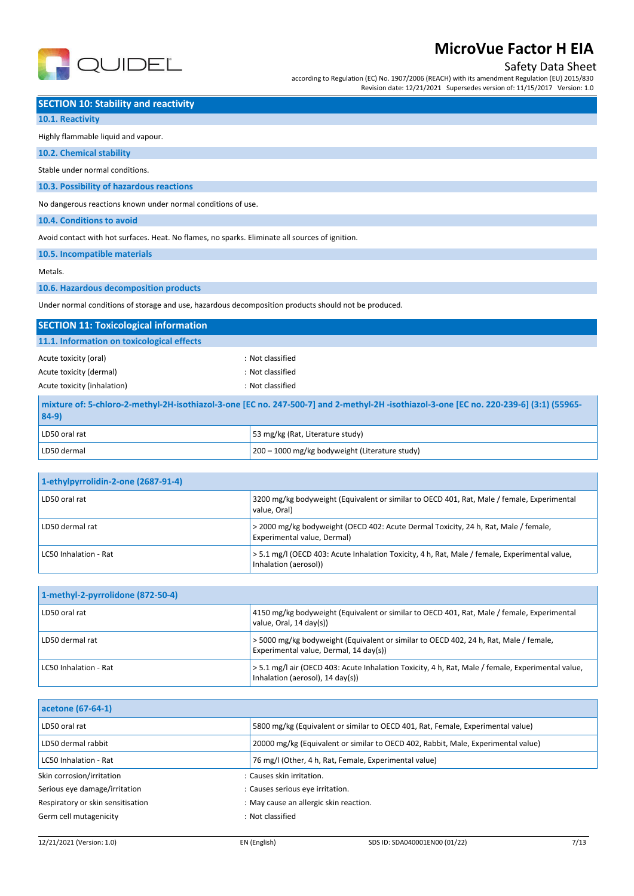## SECTION 10: Stability and reactivity

### 10.1. Reactivity

Highly flammable liquid and vapour.

### 10.2. Chemical stability

Stable under normal conditions.

### 10.3. Possibility of hazardous reactions

No dangerous reactions known under normal conditions of use.

### 10.4. Conditions to avoid

Avoid contact with hot surfaces. Heat. No flames, no sparks. Eliminate all sources of ignition.

### 10.5. Incompatible materials

Metals.

### 10.6. Hazardous decomposition products

Under normal conditions of storage and use, hazardous decomposition products should not be produced.

## SECTION 11: Toxicological information

### 11.1. Information on toxicological effects

Acute toxicity (oral) : Not classified

Acute toxicity (dermal) : Not classified

Acute toxicity (inhalation) : Not classified

| mixture of: 5-chloro-2-methyl-2H-isothiazol-3-one [EC no. 247-500-7] and 2-methyl-2H -isothiazol-3-one [EC no. 220-239-6] (3:1) (55965-84-9) | |
|---|---|
| LD50 oral rat | 53 mg/kg (Rat, Literature study) |
| LD50 dermal | 200 – 1000 mg/kg bodyweight (Literature study) |

| 1-ethylpyrrolidin-2-one (2687-91-4) | |
|---|---|
| LD50 oral rat | 3200 mg/kg bodyweight (Equivalent or similar to OECD 401, Rat, Male / female, Experimental value, Oral) |
| LD50 dermal rat | > 2000 mg/kg bodyweight (OECD 402: Acute Dermal Toxicity, 24 h, Rat, Male / female, Experimental value, Dermal) |
| LC50 Inhalation - Rat | > 5.1 mg/l (OECD 403: Acute Inhalation Toxicity, 4 h, Rat, Male / female, Experimental value, Inhalation (aerosol)) |

| 1-methyl-2-pyrrolidone (872-50-4) | |
|---|---|
| LD50 oral rat | 4150 mg/kg bodyweight (Equivalent or similar to OECD 401, Rat, Male / female, Experimental value, Oral, 14 day(s)) |
| LD50 dermal rat | > 5000 mg/kg bodyweight (Equivalent or similar to OECD 402, 24 h, Rat, Male / female, Experimental value, Dermal, 14 day(s)) |
| LC50 Inhalation - Rat | > 5.1 mg/l air (OECD 403: Acute Inhalation Toxicity, 4 h, Rat, Male / female, Experimental value, Inhalation (aerosol), 14 day(s)) |

| acetone (67-64-1) | |
|---|---|
| LD50 oral rat | 5800 mg/kg (Equivalent or similar to OECD 401, Rat, Female, Experimental value) |
| LD50 dermal rabbit | 20000 mg/kg (Equivalent or similar to OECD 402, Rabbit, Male, Experimental value) |
| LC50 Inhalation - Rat | 76 mg/l (Other, 4 h, Rat, Female, Experimental value) |

Skin corrosion/irritation : Causes skin irritation.

Serious eye damage/irritation : Causes serious eye irritation.

Respiratory or skin sensitisation : May cause an allergic skin reaction.

Germ cell mutagenicity : Not classified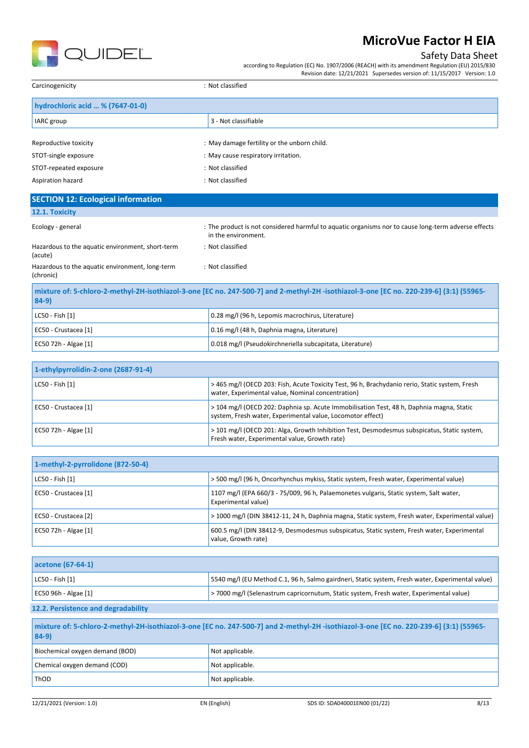Carcinogenicity : Not classified

| hydrochloric acid ... % (7647-01-0) | |
|---|---|
| IARC group | 3 - Not classifiable |

Reproductive toxicity : May damage fertility or the unborn child.

STOT-single exposure : May cause respiratory irritation.

STOT-repeated exposure : Not classified

Aspiration hazard : Not classified

## SECTION 12: Ecological information

### 12.1. Toxicity

Ecology - general : The product is not considered harmful to aquatic organisms nor to cause long-term adverse effects in the environment.

Hazardous to the aquatic environment, short-term (acute) : Not classified

Hazardous to the aquatic environment, long-term (chronic) : Not classified

| mixture of: 5-chloro-2-methyl-2H-isothiazol-3-one [EC no. 247-500-7] and 2-methyl-2H -isothiazol-3-one [EC no. 220-239-6] (3:1) (55965-84-9) | |
|---|---|
| LC50 - Fish [1] | 0.28 mg/l (96 h, Lepomis macrochirus, Literature) |
| EC50 - Crustacea [1] | 0.16 mg/l (48 h, Daphnia magna, Literature) |
| EC50 72h - Algae [1] | 0.018 mg/l (Pseudokirchneriella subcapitata, Literature) |

| 1-ethylpyrrolidin-2-one (2687-91-4) | |
|---|---|
| LC50 - Fish [1] | > 465 mg/l (OECD 203: Fish, Acute Toxicity Test, 96 h, Brachydanio rerio, Static system, Fresh water, Experimental value, Nominal concentration) |
| EC50 - Crustacea [1] | > 104 mg/l (OECD 202: Daphnia sp. Acute Immobilisation Test, 48 h, Daphnia magna, Static system, Fresh water, Experimental value, Locomotor effect) |
| EC50 72h - Algae [1] | > 101 mg/l (OECD 201: Alga, Growth Inhibition Test, Desmodesmus subspicatus, Static system, Fresh water, Experimental value, Growth rate) |

| 1-methyl-2-pyrrolidone (872-50-4) | |
|---|---|
| LC50 - Fish [1] | > 500 mg/l (96 h, Oncorhynchus mykiss, Static system, Fresh water, Experimental value) |
| EC50 - Crustacea [1] | 1107 mg/l (EPA 660/3 - 75/009, 96 h, Palaemonetes vulgaris, Static system, Salt water, Experimental value) |
| EC50 - Crustacea [2] | > 1000 mg/l (DIN 38412-11, 24 h, Daphnia magna, Static system, Fresh water, Experimental value) |
| EC50 72h - Algae [1] | 600.5 mg/l (DIN 38412-9, Desmodesmus subspicatus, Static system, Fresh water, Experimental value, Growth rate) |

| acetone (67-64-1) | |
|---|---|
| LC50 - Fish [1] | 5540 mg/l (EU Method C.1, 96 h, Salmo gairdneri, Static system, Fresh water, Experimental value) |
| EC50 96h - Algae [1] | > 7000 mg/l (Selenastrum capricornutum, Static system, Fresh water, Experimental value) |

### 12.2. Persistence and degradability

| mixture of: 5-chloro-2-methyl-2H-isothiazol-3-one [EC no. 247-500-7] and 2-methyl-2H -isothiazol-3-one [EC no. 220-239-6] (3:1) (55965-84-9) | |
|---|---|
| Biochemical oxygen demand (BOD) | Not applicable. |
| Chemical oxygen demand (COD) | Not applicable. |
| ThOD | Not applicable. |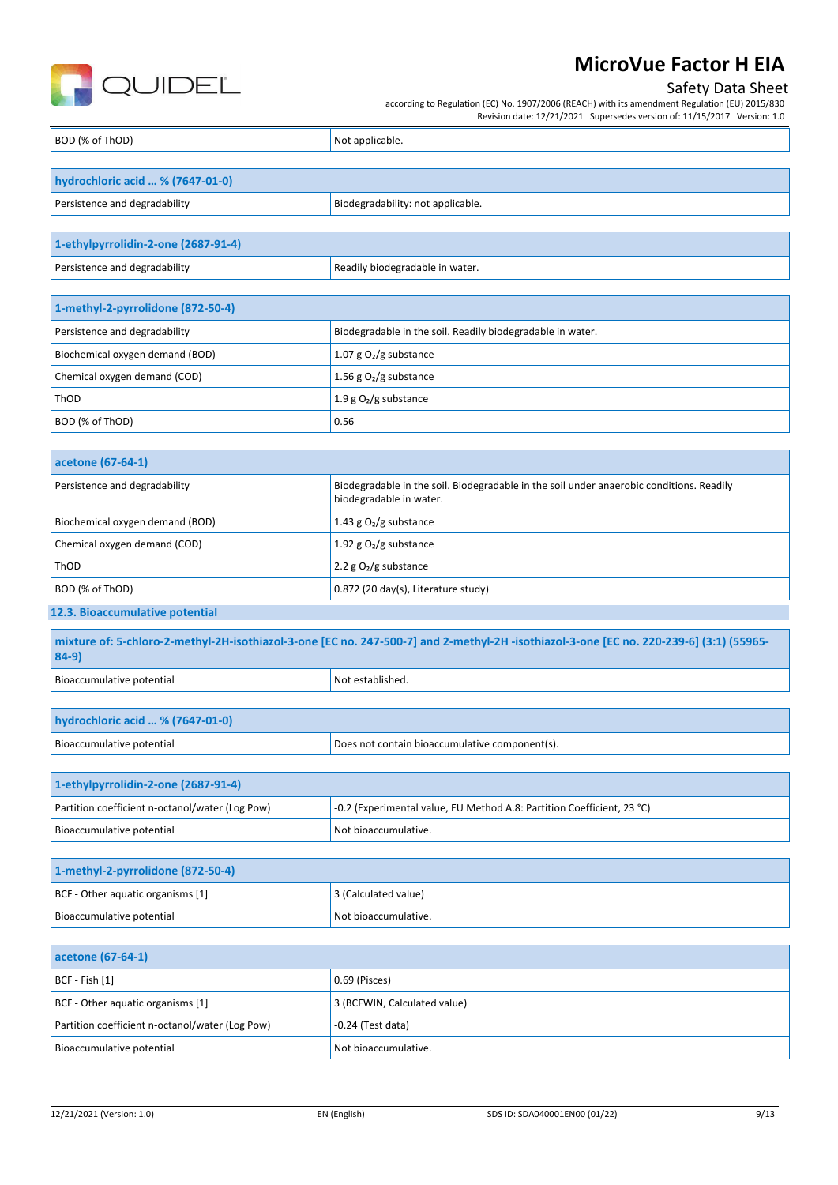| BOD (% of ThOD) | Not applicable. |
|---|---|

| hydrochloric acid ... % (7647-01-0) | |
|---|---|
| Persistence and degradability | Biodegradability: not applicable. |

| 1-ethylpyrrolidin-2-one (2687-91-4) | |
|---|---|
| Persistence and degradability | Readily biodegradable in water. |

| 1-methyl-2-pyrrolidone (872-50-4) | |
|---|---|
| Persistence and degradability | Biodegradable in the soil. Readily biodegradable in water. |
| Biochemical oxygen demand (BOD) | 1.07 g $O_2$/g substance |
| Chemical oxygen demand (COD) | 1.56 g $O_2$/g substance |
| ThOD | 1.9 g $O_2$/g substance |
| BOD (% of ThOD) | 0.56 |

| acetone (67-64-1) | |
|---|---|
| Persistence and degradability | Biodegradable in the soil. Biodegradable in the soil under anaerobic conditions. Readily biodegradable in water. |
| Biochemical oxygen demand (BOD) | 1.43 g $O_2$/g substance |
| Chemical oxygen demand (COD) | 1.92 g $O_2$/g substance |
| ThOD | 2.2 g $O_2$/g substance |
| BOD (% of ThOD) | 0.872 (20 day(s), Literature study) |

### 12.3. Bioaccumulative potential

| mixture of: 5-chloro-2-methyl-2H-isothiazol-3-one [EC no. 247-500-7] and 2-methyl-2H -isothiazol-3-one [EC no. 220-239-6] (3:1) (55965-84-9) | |
|---|---|
| Bioaccumulative potential | Not established. |

| hydrochloric acid ... % (7647-01-0) | |
|---|---|
| Bioaccumulative potential | Does not contain bioaccumulative component(s). |

| 1-ethylpyrrolidin-2-one (2687-91-4) | |
|---|---|
| Partition coefficient n-octanol/water (Log Pow) | -0.2 (Experimental value, EU Method A.8: Partition Coefficient, 23 °C) |
| Bioaccumulative potential | Not bioaccumulative. |

| 1-methyl-2-pyrrolidone (872-50-4) | |
|---|---|
| BCF - Other aquatic organisms [1] | 3 (Calculated value) |
| Bioaccumulative potential | Not bioaccumulative. |

| acetone (67-64-1) | |
|---|---|
| BCF - Fish [1] | 0.69 (Pisces) |
| BCF - Other aquatic organisms [1] | 3 (BCFWIN, Calculated value) |
| Partition coefficient n-octanol/water (Log Pow) | -0.24 (Test data) |
| Bioaccumulative potential | Not bioaccumulative. |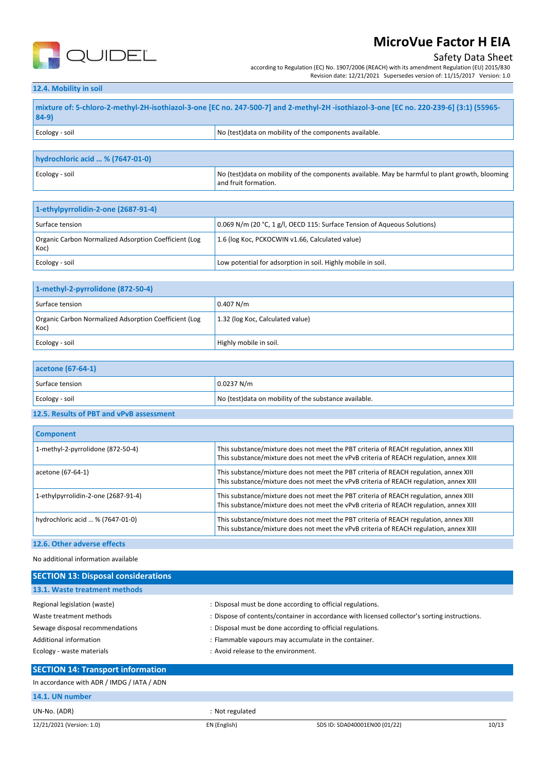### 12.4. Mobility in soil

| mixture of: 5-chloro-2-methyl-2H-isothiazol-3-one [EC no. 247-500-7] and 2-methyl-2H -isothiazol-3-one [EC no. 220-239-6] (3:1) (55965-84-9) | |
|---|---|
| Ecology - soil | No (test)data on mobility of the components available. |

| hydrochloric acid … % (7647-01-0) | |
|---|---|
| Ecology - soil | No (test)data on mobility of the components available. May be harmful to plant growth, blooming and fruit formation. |

| 1-ethylpyrrolidin-2-one (2687-91-4) | |
|---|---|
| Surface tension | 0.069 N/m (20 °C, 1 g/l, OECD 115: Surface Tension of Aqueous Solutions) |
| Organic Carbon Normalized Adsorption Coefficient (Log Koc) | 1.6 (log Koc, PCKOCWIN v1.66, Calculated value) |
| Ecology - soil | Low potential for adsorption in soil. Highly mobile in soil. |

| 1-methyl-2-pyrrolidone (872-50-4) | |
|---|---|
| Surface tension | 0.407 N/m |
| Organic Carbon Normalized Adsorption Coefficient (Log Koc) | 1.32 (log Koc, Calculated value) |
| Ecology - soil | Highly mobile in soil. |

| acetone (67-64-1) | |
|---|---|
| Surface tension | 0.0237 N/m |
| Ecology - soil | No (test)data on mobility of the substance available. |

### 12.5. Results of PBT and vPvB assessment

| Component | |
|---|---|
| 1-methyl-2-pyrrolidone (872-50-4) | This substance/mixture does not meet the PBT criteria of REACH regulation, annex XIII<br>This substance/mixture does not meet the vPvB criteria of REACH regulation, annex XIII |
| acetone (67-64-1) | This substance/mixture does not meet the PBT criteria of REACH regulation, annex XIII<br>This substance/mixture does not meet the vPvB criteria of REACH regulation, annex XIII |
| 1-ethylpyrrolidin-2-one (2687-91-4) | This substance/mixture does not meet the PBT criteria of REACH regulation, annex XIII<br>This substance/mixture does not meet the vPvB criteria of REACH regulation, annex XIII |
| hydrochloric acid … % (7647-01-0) | This substance/mixture does not meet the PBT criteria of REACH regulation, annex XIII<br>This substance/mixture does not meet the vPvB criteria of REACH regulation, annex XIII |

### 12.6. Other adverse effects

No additional information available

## SECTION 13: Disposal considerations

### 13.1. Waste treatment methods

Regional legislation (waste) : Disposal must be done according to official regulations.

Waste treatment methods : Dispose of contents/container in accordance with licensed collector's sorting instructions.

Sewage disposal recommendations : Disposal must be done according to official regulations.

Additional information : Flammable vapours may accumulate in the container.

Ecology - waste materials : Avoid release to the environment.

## SECTION 14: Transport information

In accordance with ADR / IMDG / IATA / ADN

### 14.1. UN number

UN-No. (ADR) : Not regulated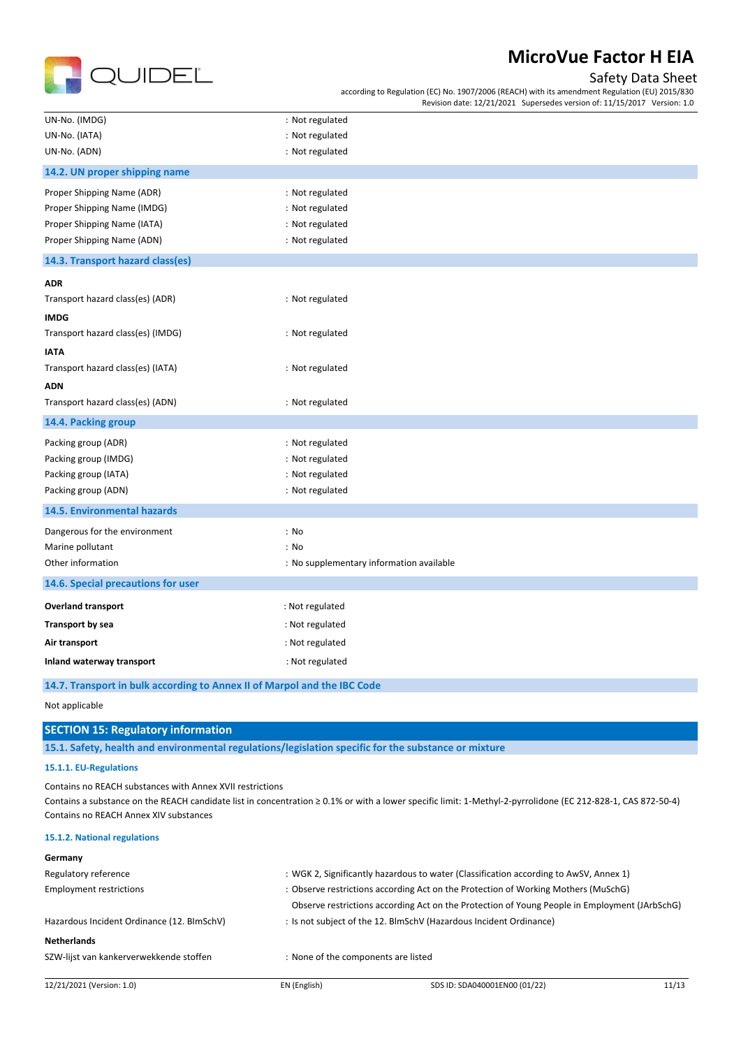| | |
|---|---|
| UN-No. (IMDG) | : Not regulated |
| UN-No. (IATA) | : Not regulated |
| UN-No. (ADN) | : Not regulated |

### 14.2. UN proper shipping name

| | |
|---|---|
| Proper Shipping Name (ADR) | : Not regulated |
| Proper Shipping Name (IMDG) | : Not regulated |
| Proper Shipping Name (IATA) | : Not regulated |
| Proper Shipping Name (ADN) | : Not regulated |

### 14.3. Transport hazard class(es)

**ADR**

Transport hazard class(es) (ADR) : Not regulated

**IMDG**

Transport hazard class(es) (IMDG) : Not regulated

**IATA**

Transport hazard class(es) (IATA) : Not regulated

**ADN**

Transport hazard class(es) (ADN) : Not regulated

### 14.4. Packing group

| | |
|---|---|
| Packing group (ADR) | : Not regulated |
| Packing group (IMDG) | : Not regulated |
| Packing group (IATA) | : Not regulated |
| Packing group (ADN) | : Not regulated |

### 14.5. Environmental hazards

| | |
|---|---|
| Dangerous for the environment | : No |
| Marine pollutant | : No |
| Other information | : No supplementary information available |

### 14.6. Special precautions for user

| | |
|---|---|
| **Overland transport** | : Not regulated |
| **Transport by sea** | : Not regulated |
| **Air transport** | : Not regulated |
| **Inland waterway transport** | : Not regulated |

### 14.7. Transport in bulk according to Annex II of Marpol and the IBC Code

Not applicable

## SECTION 15: Regulatory information

### 15.1. Safety, health and environmental regulations/legislation specific for the substance or mixture

#### 15.1.1. EU-Regulations

Contains no REACH substances with Annex XVII restrictions
Contains a substance on the REACH candidate list in concentration ≥ 0.1% or with a lower specific limit: 1-Methyl-2-pyrrolidone (EC 212-828-1, CAS 872-50-4)
Contains no REACH Annex XIV substances

#### 15.1.2. National regulations

**Germany**

| | |
|---|---|
| Regulatory reference | : WGK 2, Significantly hazardous to water (Classification according to AwSV, Annex 1) |
| Employment restrictions | : Observe restrictions according Act on the Protection of Working Mothers (MuSchG) |
| | Observe restrictions according Act on the Protection of Young People in Employment (JArbSchG) |
| Hazardous Incident Ordinance (12. BImSchV) | : Is not subject of the 12. BlmSchV (Hazardous Incident Ordinance) |

**Netherlands**

| | |
|---|---|
| SZW-lijst van kankerverwekkende stoffen | : None of the components are listed |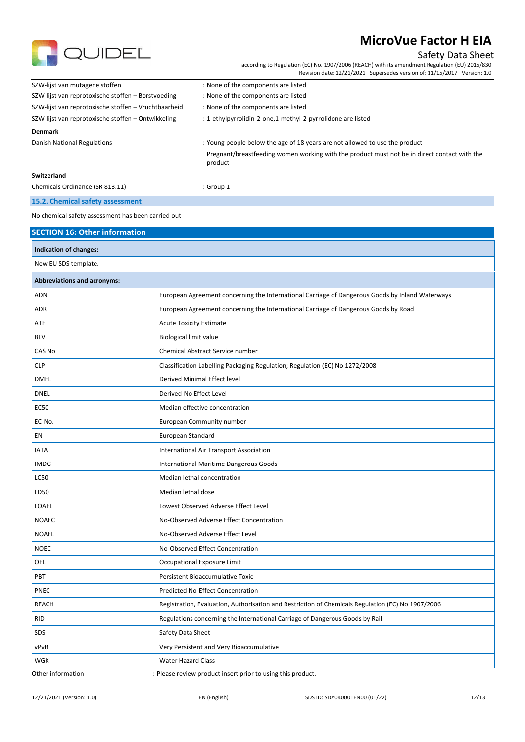| | |
|---|---|
| SZW-lijst van mutagene stoffen | : None of the components are listed |
| SZW-lijst van reprotoxische stoffen – Borstvoeding | : None of the components are listed |
| SZW-lijst van reprotoxische stoffen – Vruchtbaarheid | : None of the components are listed |
| SZW-lijst van reprotoxische stoffen – Ontwikkeling | : 1-ethylpyrrolidin-2-one,1-methyl-2-pyrrolidone are listed |

**Denmark**

| | |
|---|---|
| Danish National Regulations | : Young people below the age of 18 years are not allowed to use the product<br>Pregnant/breastfeeding women working with the product must not be in direct contact with the product |

**Switzerland**

| | |
|---|---|
| Chemicals Ordinance (SR 813.11) | : Group 1 |

### 15.2. Chemical safety assessment

No chemical safety assessment has been carried out

## SECTION 16: Other information

**Indication of changes:**

New EU SDS template.

**Abbreviations and acronyms:**

| | |
|---|---|
| ADN | European Agreement concerning the International Carriage of Dangerous Goods by Inland Waterways |
| ADR | European Agreement concerning the International Carriage of Dangerous Goods by Road |
| ATE | Acute Toxicity Estimate |
| BLV | Biological limit value |
| CAS No | Chemical Abstract Service number |
| CLP | Classification Labelling Packaging Regulation; Regulation (EC) No 1272/2008 |
| DMEL | Derived Minimal Effect level |
| DNEL | Derived-No Effect Level |
| EC50 | Median effective concentration |
| EC-No. | European Community number |
| EN | European Standard |
| IATA | International Air Transport Association |
| IMDG | International Maritime Dangerous Goods |
| LC50 | Median lethal concentration |
| LD50 | Median lethal dose |
| LOAEL | Lowest Observed Adverse Effect Level |
| NOAEC | No-Observed Adverse Effect Concentration |
| NOAEL | No-Observed Adverse Effect Level |
| NOEC | No-Observed Effect Concentration |
| OEL | Occupational Exposure Limit |
| PBT | Persistent Bioaccumulative Toxic |
| PNEC | Predicted No-Effect Concentration |
| REACH | Registration, Evaluation, Authorisation and Restriction of Chemicals Regulation (EC) No 1907/2006 |
| RID | Regulations concerning the International Carriage of Dangerous Goods by Rail |
| SDS | Safety Data Sheet |
| vPvB | Very Persistent and Very Bioaccumulative |
| WGK | Water Hazard Class |

Other information : Please review product insert prior to using this product.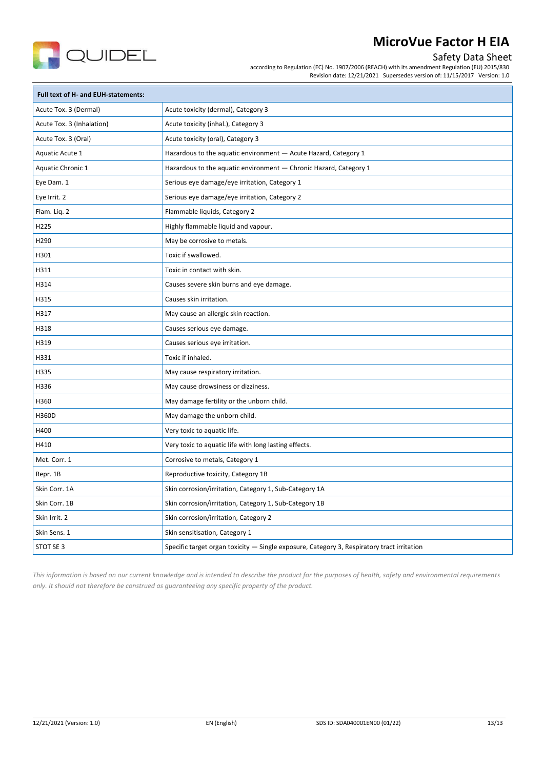| Full text of H- and EUH-statements: | |
| --- | --- |
| Acute Tox. 3 (Dermal) | Acute toxicity (dermal), Category 3 |
| Acute Tox. 3 (Inhalation) | Acute toxicity (inhal.), Category 3 |
| Acute Tox. 3 (Oral) | Acute toxicity (oral), Category 3 |
| Aquatic Acute 1 | Hazardous to the aquatic environment — Acute Hazard, Category 1 |
| Aquatic Chronic 1 | Hazardous to the aquatic environment — Chronic Hazard, Category 1 |
| Eye Dam. 1 | Serious eye damage/eye irritation, Category 1 |
| Eye Irrit. 2 | Serious eye damage/eye irritation, Category 2 |
| Flam. Liq. 2 | Flammable liquids, Category 2 |
| H225 | Highly flammable liquid and vapour. |
| H290 | May be corrosive to metals. |
| H301 | Toxic if swallowed. |
| H311 | Toxic in contact with skin. |
| H314 | Causes severe skin burns and eye damage. |
| H315 | Causes skin irritation. |
| H317 | May cause an allergic skin reaction. |
| H318 | Causes serious eye damage. |
| H319 | Causes serious eye irritation. |
| H331 | Toxic if inhaled. |
| H335 | May cause respiratory irritation. |
| H336 | May cause drowsiness or dizziness. |
| H360 | May damage fertility or the unborn child. |
| H360D | May damage the unborn child. |
| H400 | Very toxic to aquatic life. |
| H410 | Very toxic to aquatic life with long lasting effects. |
| Met. Corr. 1 | Corrosive to metals, Category 1 |
| Repr. 1B | Reproductive toxicity, Category 1B |
| Skin Corr. 1A | Skin corrosion/irritation, Category 1, Sub-Category 1A |
| Skin Corr. 1B | Skin corrosion/irritation, Category 1, Sub-Category 1B |
| Skin Irrit. 2 | Skin corrosion/irritation, Category 2 |
| Skin Sens. 1 | Skin sensitisation, Category 1 |
| STOT SE 3 | Specific target organ toxicity — Single exposure, Category 3, Respiratory tract irritation |

*This information is based on our current knowledge and is intended to describe the product for the purposes of health, safety and environmental requirements only. It should not therefore be construed as guaranteeing any specific property of the product.*